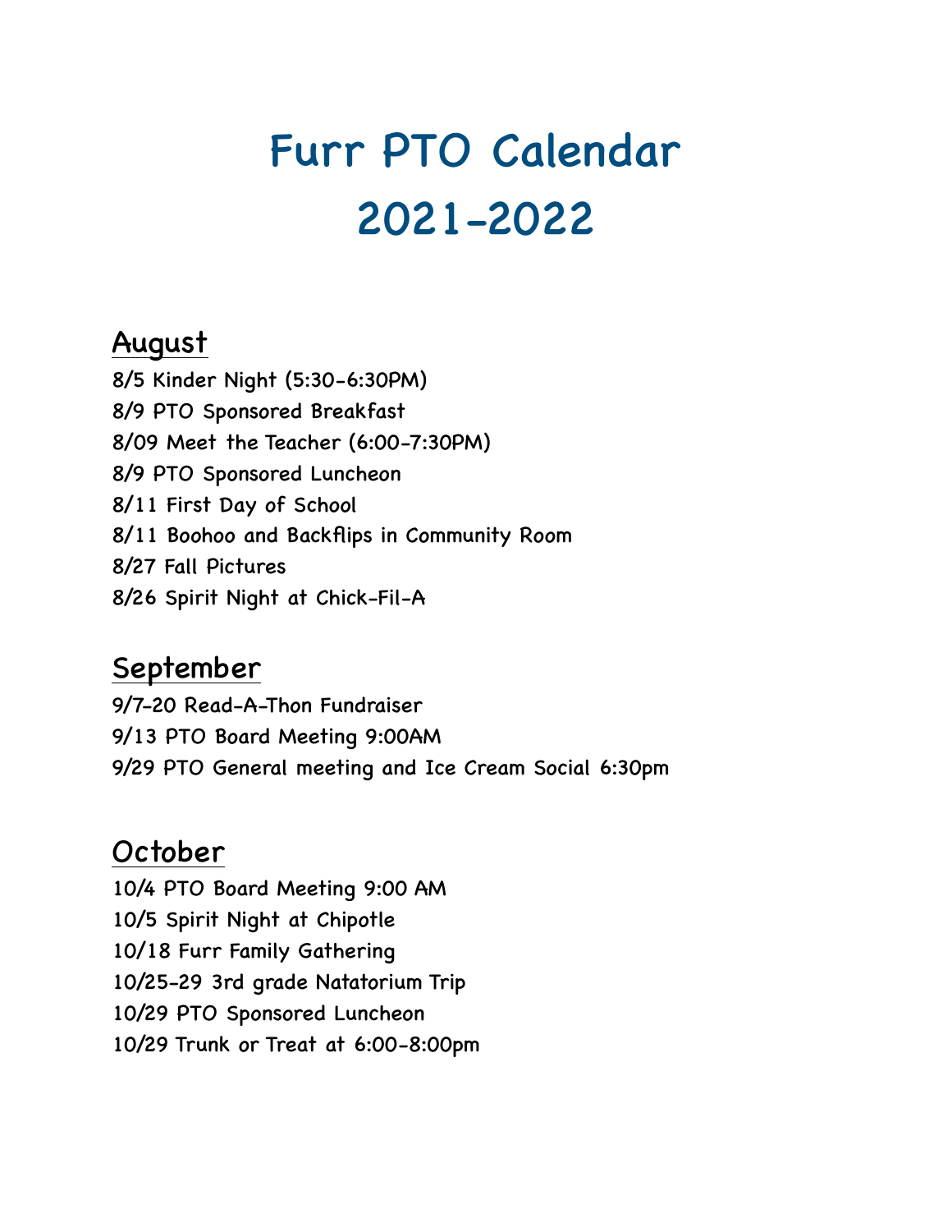# Furr PTO Calendar 2021-2022

## August

8/5 Kinder Night (5:30-6:30PM)
8/9 PTO Sponsored Breakfast
8/09 Meet the Teacher (6:00-7:30PM)
8/9 PTO Sponsored Luncheon
8/11 First Day of School
8/11 Boohoo and Backflips in Community Room
8/27 Fall Pictures
8/26 Spirit Night at Chick-Fil-A

## September

9/7-20 Read-A-Thon Fundraiser
9/13 PTO Board Meeting 9:00AM
9/29 PTO General meeting and Ice Cream Social 6:30pm

## October

10/4 PTO Board Meeting 9:00 AM
10/5 Spirit Night at Chipotle
10/18 Furr Family Gathering
10/25-29 3rd grade Natatorium Trip
10/29 PTO Sponsored Luncheon
10/29 Trunk or Treat at 6:00-8:00pm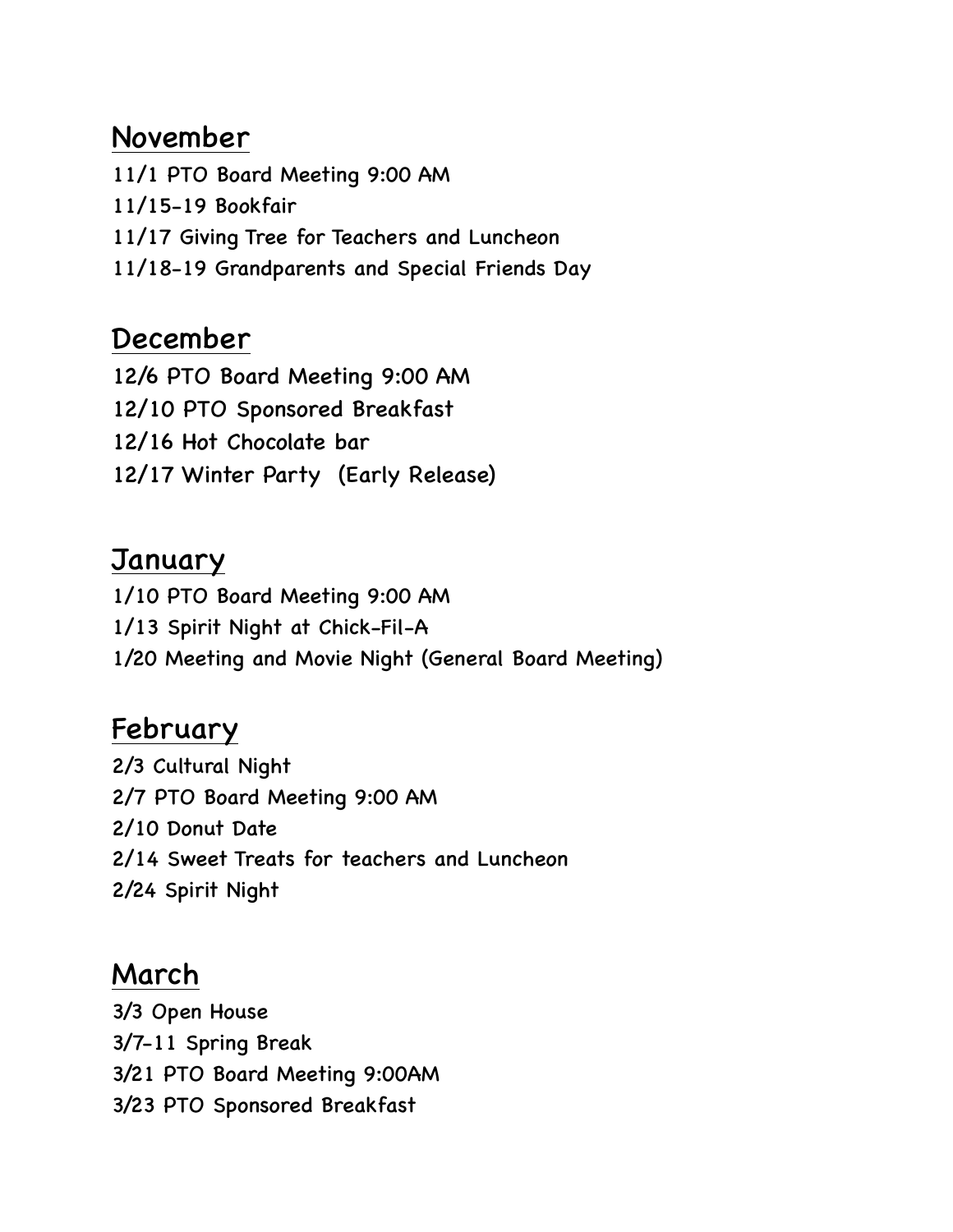## November

11/1 PTO Board Meeting 9:00 AM
11/15-19 Bookfair
11/17 Giving Tree for Teachers and Luncheon
11/18-19 Grandparents and Special Friends Day

## December

12/6 PTO Board Meeting 9:00 AM
12/10 PTO Sponsored Breakfast
12/16 Hot Chocolate bar
12/17 Winter Party (Early Release)

## January

1/10 PTO Board Meeting 9:00 AM
1/13 Spirit Night at Chick-Fil-A
1/20 Meeting and Movie Night (General Board Meeting)

## February

2/3 Cultural Night
2/7 PTO Board Meeting 9:00 AM
2/10 Donut Date
2/14 Sweet Treats for teachers and Luncheon
2/24 Spirit Night

## March

3/3 Open House
3/7-11 Spring Break
3/21 PTO Board Meeting 9:00AM
3/23 PTO Sponsored Breakfast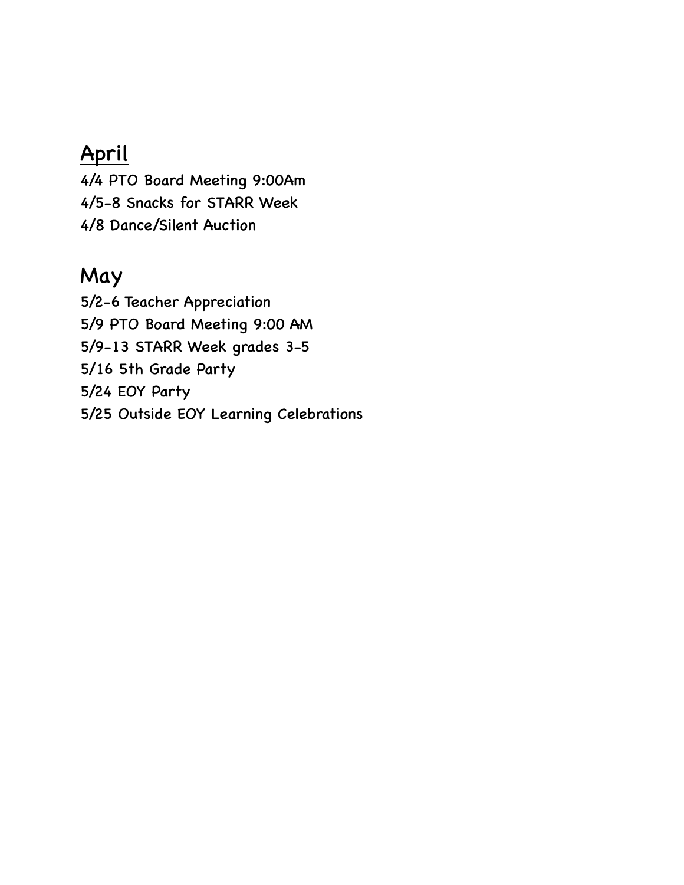## April

4/4 PTO Board Meeting 9:00Am
4/5-8 Snacks for STARR Week
4/8 Dance/Silent Auction

## May

5/2-6 Teacher Appreciation
5/9 PTO Board Meeting 9:00 AM
5/9-13 STARR Week grades 3-5
5/16 5th Grade Party
5/24 EOY Party
5/25 Outside EOY Learning Celebrations